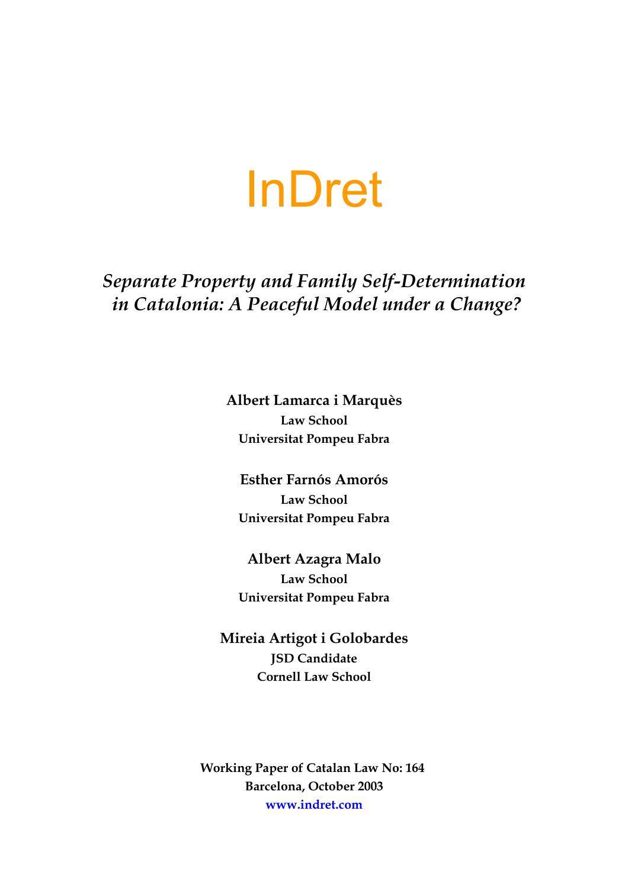# InDret

## *Separate Property and Family Self-Determination in Catalonia: A Peaceful Model under a Change?*

**Albert Lamarca i Marquès**
**Law School**
**Universitat Pompeu Fabra**

**Esther Farnós Amorós**
**Law School**
**Universitat Pompeu Fabra**

**Albert Azagra Malo**
**Law School**
**Universitat Pompeu Fabra**

**Mireia Artigot i Golobardes**
**JSD Candidate**
**Cornell Law School**

**Working Paper of Catalan Law No: 164**
**Barcelona, October 2003**
**www.indret.com**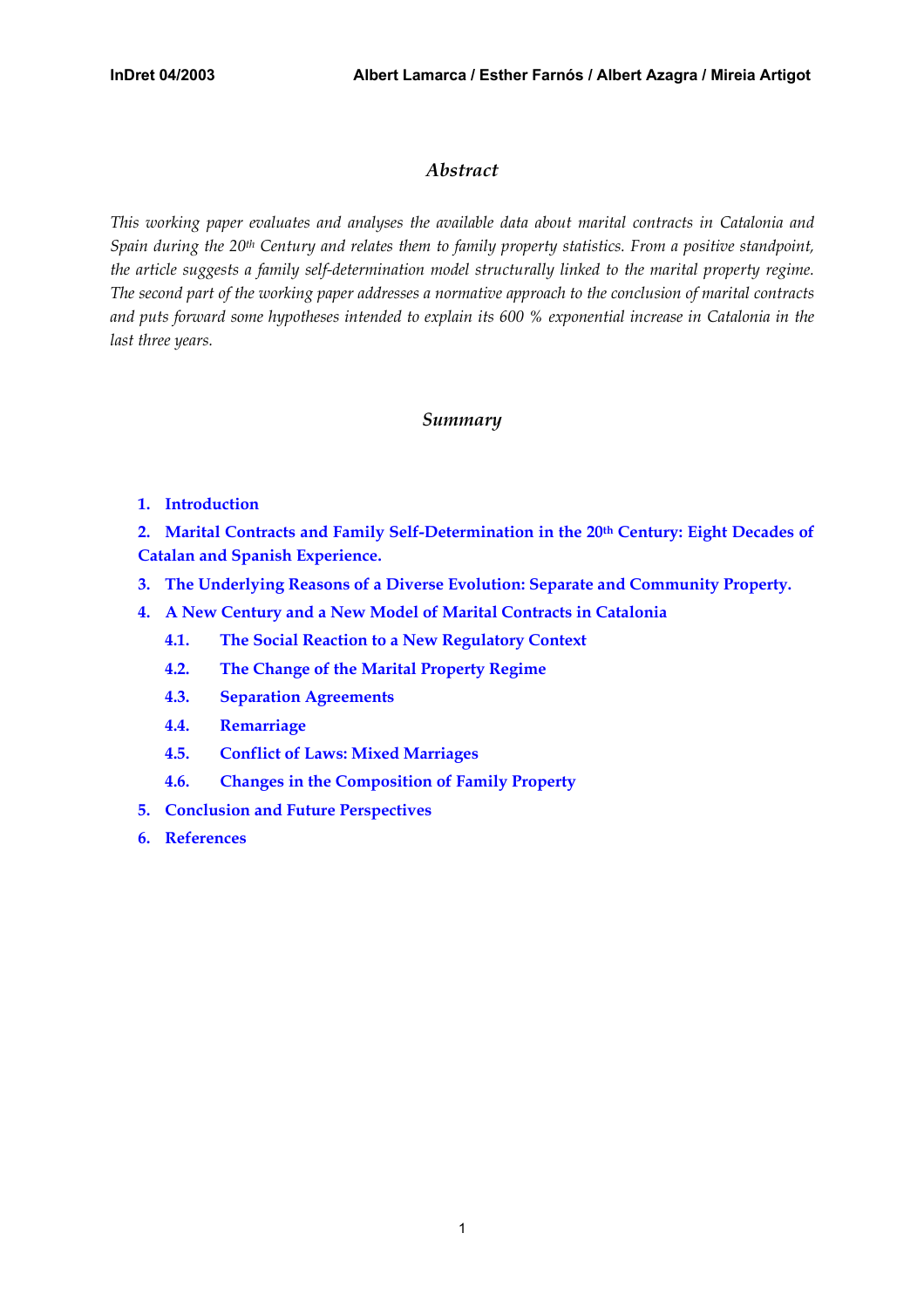## *Abstract*

*This working paper evaluates and analyses the available data about marital contracts in Catalonia and Spain during the 20th Century and relates them to family property statistics. From a positive standpoint, the article suggests a family self-determination model structurally linked to the marital property regime. The second part of the working paper addresses a normative approach to the conclusion of marital contracts and puts forward some hypotheses intended to explain its 600 % exponential increase in Catalonia in the last three years.*

## *Summary*

1. **Introduction**
2. **Marital Contracts and Family Self-Determination in the 20th Century: Eight Decades of Catalan and Spanish Experience.**
3. **The Underlying Reasons of a Diverse Evolution: Separate and Community Property.**
4. **A New Century and a New Model of Marital Contracts in Catalonia**
   - **4.1. The Social Reaction to a New Regulatory Context**
   - **4.2. The Change of the Marital Property Regime**
   - **4.3. Separation Agreements**
   - **4.4. Remarriage**
   - **4.5. Conflict of Laws: Mixed Marriages**
   - **4.6. Changes in the Composition of Family Property**
5. **Conclusion and Future Perspectives**
6. **References**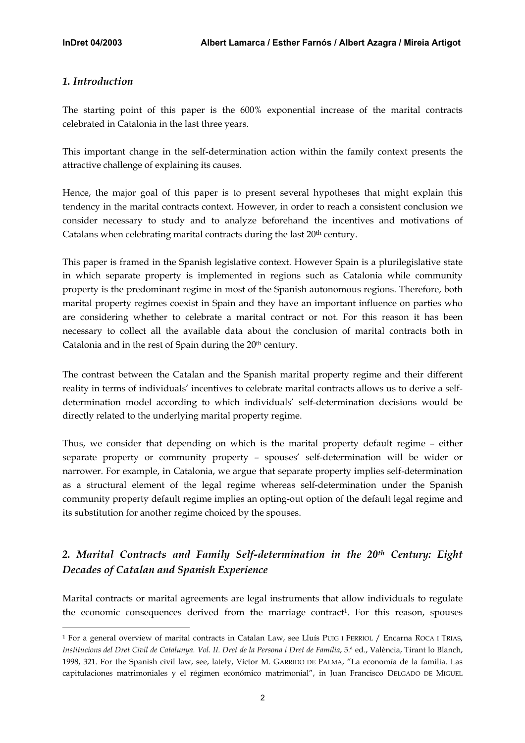## *1. Introduction*

The starting point of this paper is the 600% exponential increase of the marital contracts celebrated in Catalonia in the last three years.

This important change in the self-determination action within the family context presents the attractive challenge of explaining its causes.

Hence, the major goal of this paper is to present several hypotheses that might explain this tendency in the marital contracts context. However, in order to reach a consistent conclusion we consider necessary to study and to analyze beforehand the incentives and motivations of Catalans when celebrating marital contracts during the last 20th century.

This paper is framed in the Spanish legislative context. However Spain is a plurilegislative state in which separate property is implemented in regions such as Catalonia while community property is the predominant regime in most of the Spanish autonomous regions. Therefore, both marital property regimes coexist in Spain and they have an important influence on parties who are considering whether to celebrate a marital contract or not. For this reason it has been necessary to collect all the available data about the conclusion of marital contracts both in Catalonia and in the rest of Spain during the 20th century.

The contrast between the Catalan and the Spanish marital property regime and their different reality in terms of individuals' incentives to celebrate marital contracts allows us to derive a self-determination model according to which individuals' self-determination decisions would be directly related to the underlying marital property regime.

Thus, we consider that depending on which is the marital property default regime – either separate property or community property – spouses' self-determination will be wider or narrower. For example, in Catalonia, we argue that separate property implies self-determination as a structural element of the legal regime whereas self-determination under the Spanish community property default regime implies an opting-out option of the default legal regime and its substitution for another regime choiced by the spouses.

## *2. Marital Contracts and Family Self-determination in the 20th Century: Eight Decades of Catalan and Spanish Experience*

Marital contracts or marital agreements are legal instruments that allow individuals to regulate the economic consequences derived from the marriage contract[1]. For this reason, spouses

[1] For a general overview of marital contracts in Catalan Law, see Lluís PUIG I FERRIOL / Encarna ROCA I TRIAS, *Institucions del Dret Civil de Catalunya. Vol. II. Dret de la Persona i Dret de Família*, 5.ª ed., València, Tirant lo Blanch, 1998, 321. For the Spanish civil law, see, lately, Víctor M. GARRIDO DE PALMA, "La economía de la familia. Las capitulaciones matrimoniales y el régimen económico matrimonial", in Juan Francisco DELGADO DE MIGUEL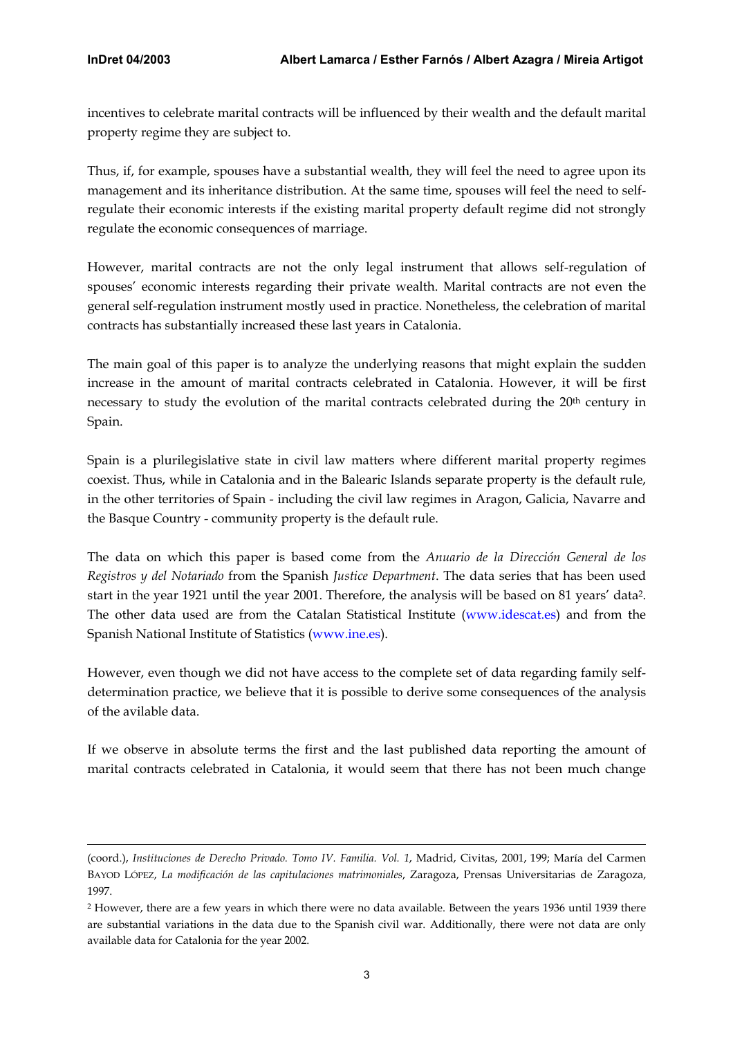incentives to celebrate marital contracts will be influenced by their wealth and the default marital property regime they are subject to.

Thus, if, for example, spouses have a substantial wealth, they will feel the need to agree upon its management and its inheritance distribution. At the same time, spouses will feel the need to self-regulate their economic interests if the existing marital property default regime did not strongly regulate the economic consequences of marriage.

However, marital contracts are not the only legal instrument that allows self-regulation of spouses' economic interests regarding their private wealth. Marital contracts are not even the general self-regulation instrument mostly used in practice. Nonetheless, the celebration of marital contracts has substantially increased these last years in Catalonia.

The main goal of this paper is to analyze the underlying reasons that might explain the sudden increase in the amount of marital contracts celebrated in Catalonia. However, it will be first necessary to study the evolution of the marital contracts celebrated during the 20th century in Spain.

Spain is a plurilegislative state in civil law matters where different marital property regimes coexist. Thus, while in Catalonia and in the Balearic Islands separate property is the default rule, in the other territories of Spain - including the civil law regimes in Aragon, Galicia, Navarre and the Basque Country - community property is the default rule.

The data on which this paper is based come from the *Anuario de la Dirección General de los Registros y del Notariado* from the Spanish *Justice Department*. The data series that has been used start in the year 1921 until the year 2001. Therefore, the analysis will be based on 81 years' data[2]. The other data used are from the Catalan Statistical Institute (www.idescat.es) and from the Spanish National Institute of Statistics (www.ine.es).

However, even though we did not have access to the complete set of data regarding family self-determination practice, we believe that it is possible to derive some consequences of the analysis of the avilable data.

If we observe in absolute terms the first and the last published data reporting the amount of marital contracts celebrated in Catalonia, it would seem that there has not been much change

---

(coord.), *Instituciones de Derecho Privado. Tomo IV. Familia. Vol. 1*, Madrid, Civitas, 2001, 199; María del Carmen BAYOD LÓPEZ, *La modificación de las capitulaciones matrimoniales*, Zaragoza, Prensas Universitarias de Zaragoza, 1997.

[2] However, there are a few years in which there were no data available. Between the years 1936 until 1939 there are substantial variations in the data due to the Spanish civil war. Additionally, there were not data are only available data for Catalonia for the year 2002.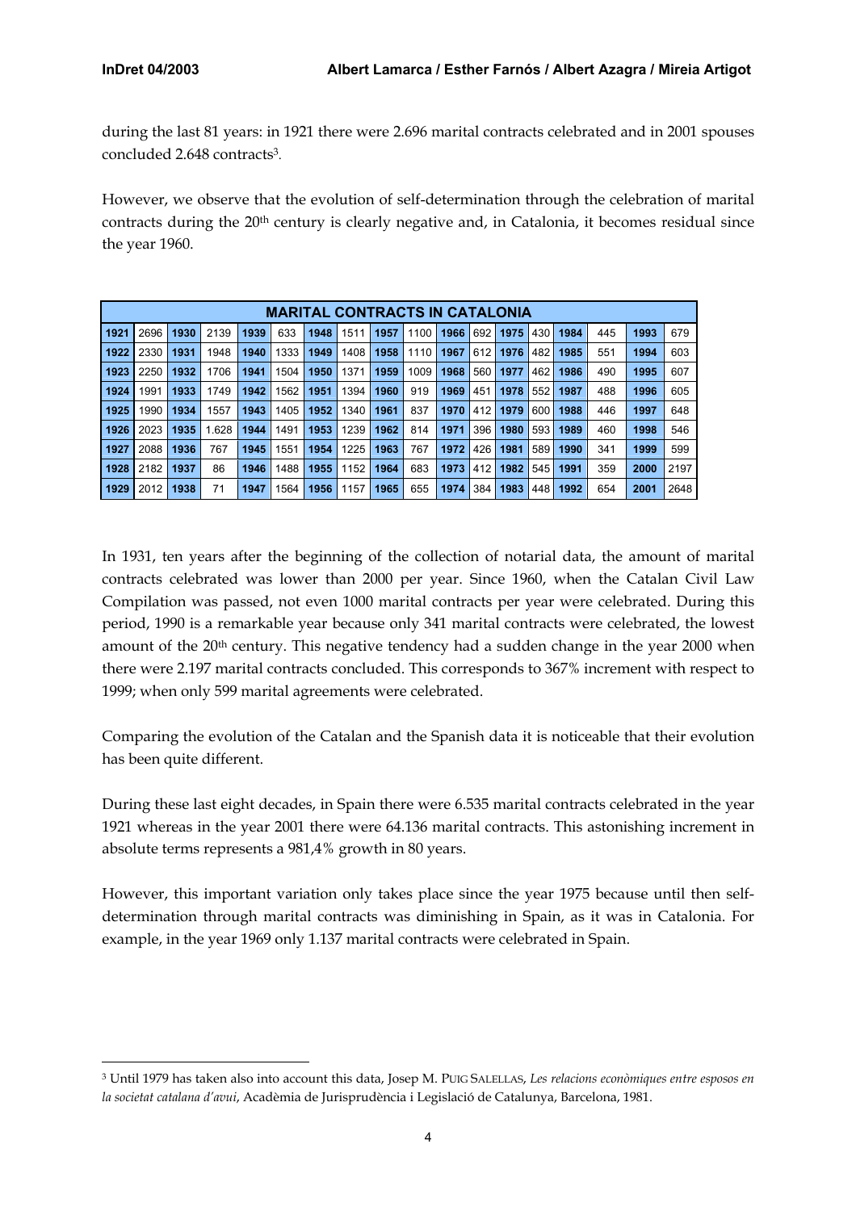during the last 81 years: in 1921 there were 2.696 marital contracts celebrated and in 2001 spouses concluded 2.648 contracts[3].

However, we observe that the evolution of self-determination through the celebration of marital contracts during the 20th century is clearly negative and, in Catalonia, it becomes residual since the year 1960.

| MARITAL CONTRACTS IN CATALONIA | | | | | | | | | | | | | | | | | | | |
|---|---|---|---|---|---|---|---|---|---|---|---|---|---|---|---|---|---|---|---|
| **1921** | 2696 | **1930** | 2139 | **1939** | 633 | **1948** | 1511 | **1957** | 1100 | **1966** | 692 | **1975** | 430 | **1984** | 445 | **1993** | 679 | | |
| **1922** | 2330 | **1931** | 1948 | **1940** | 1333 | **1949** | 1408 | **1958** | 1110 | **1967** | 612 | **1976** | 482 | **1985** | 551 | **1994** | 603 | | |
| **1923** | 2250 | **1932** | 1706 | **1941** | 1504 | **1950** | 1371 | **1959** | 1009 | **1968** | 560 | **1977** | 462 | **1986** | 490 | **1995** | 607 | | |
| **1924** | 1991 | **1933** | 1749 | **1942** | 1562 | **1951** | 1394 | **1960** | 919 | **1969** | 451 | **1978** | 552 | **1987** | 488 | **1996** | 605 | | |
| **1925** | 1990 | **1934** | 1557 | **1943** | 1405 | **1952** | 1340 | **1961** | 837 | **1970** | 412 | **1979** | 600 | **1988** | 446 | **1997** | 648 | | |
| **1926** | 2023 | **1935** | 1.628 | **1944** | 1491 | **1953** | 1239 | **1962** | 814 | **1971** | 396 | **1980** | 593 | **1989** | 460 | **1998** | 546 | | |
| **1927** | 2088 | **1936** | 767 | **1945** | 1551 | **1954** | 1225 | **1963** | 767 | **1972** | 426 | **1981** | 589 | **1990** | 341 | **1999** | 599 | | |
| **1928** | 2182 | **1937** | 86 | **1946** | 1488 | **1955** | 1152 | **1964** | 683 | **1973** | 412 | **1982** | 545 | **1991** | 359 | **2000** | 2197 | | |
| **1929** | 2012 | **1938** | 71 | **1947** | 1564 | **1956** | 1157 | **1965** | 655 | **1974** | 384 | **1983** | 448 | **1992** | 654 | **2001** | 2648 | | |

In 1931, ten years after the beginning of the collection of notarial data, the amount of marital contracts celebrated was lower than 2000 per year. Since 1960, when the Catalan Civil Law Compilation was passed, not even 1000 marital contracts per year were celebrated. During this period, 1990 is a remarkable year because only 341 marital contracts were celebrated, the lowest amount of the 20th century. This negative tendency had a sudden change in the year 2000 when there were 2.197 marital contracts concluded. This corresponds to 367% increment with respect to 1999; when only 599 marital agreements were celebrated.

Comparing the evolution of the Catalan and the Spanish data it is noticeable that their evolution has been quite different.

During these last eight decades, in Spain there were 6.535 marital contracts celebrated in the year 1921 whereas in the year 2001 there were 64.136 marital contracts. This astonishing increment in absolute terms represents a 981,4% growth in 80 years.

However, this important variation only takes place since the year 1975 because until then self-determination through marital contracts was diminishing in Spain, as it was in Catalonia. For example, in the year 1969 only 1.137 marital contracts were celebrated in Spain.

[3] Until 1979 has taken also into account this data, Josep M. PUIG SALELLAS, *Les relacions econòmiques entre esposos en la societat catalana d'avui*, Acadèmia de Jurisprudència i Legislació de Catalunya, Barcelona, 1981.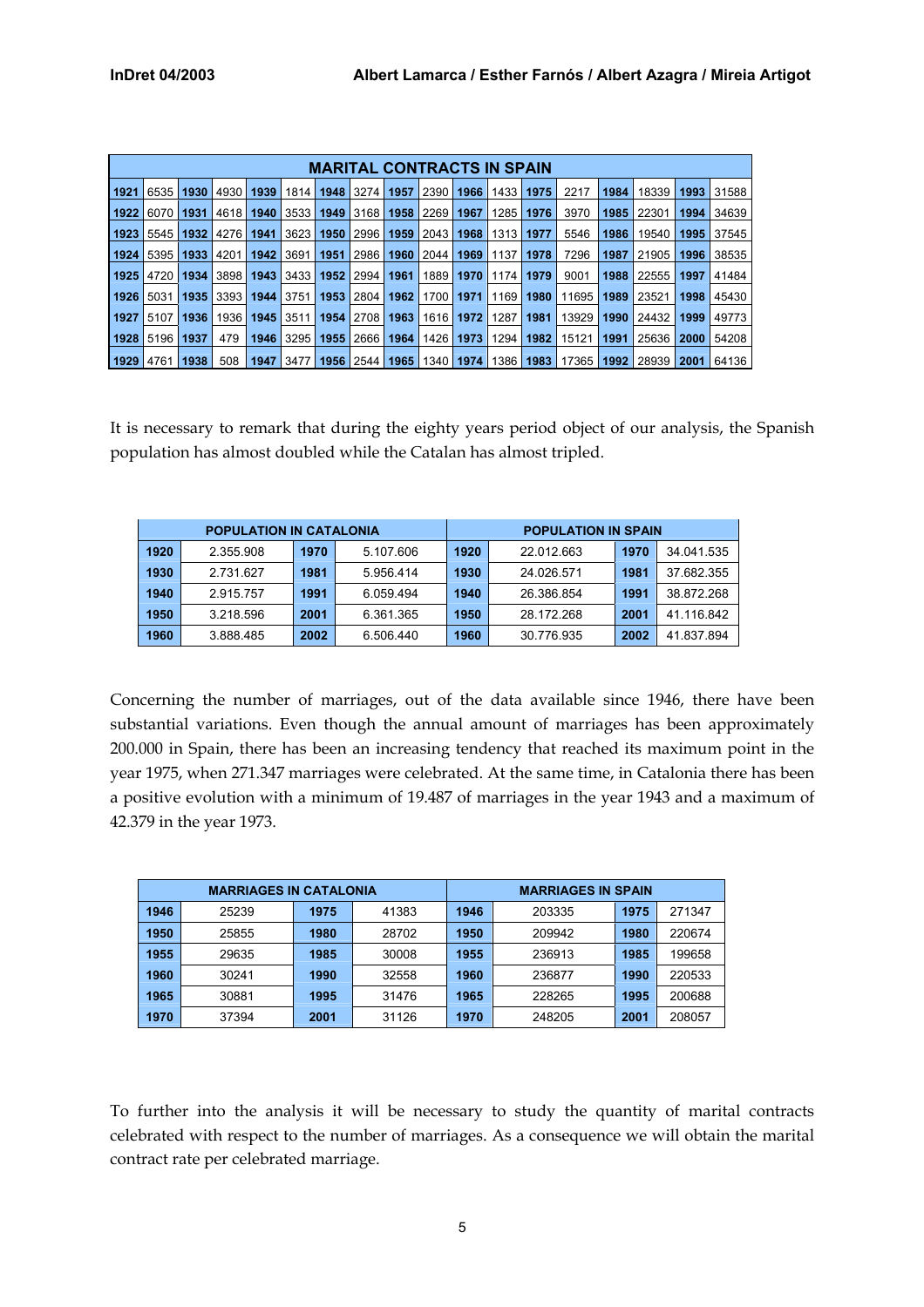| MARITAL CONTRACTS IN SPAIN | | | | | | | | | | | | | | | | | |
|---|---|---|---|---|---|---|---|---|---|---|---|---|---|---|---|---|---|
| 1921 | 6535 | 1930 | 4930 | 1939 | 1814 | 1948 | 3274 | 1957 | 2390 | 1966 | 1433 | 1975 | 2217 | 1984 | 18339 | 1993 | 31588 |
| 1922 | 6070 | 1931 | 4618 | 1940 | 3533 | 1949 | 3168 | 1958 | 2269 | 1967 | 1285 | 1976 | 3970 | 1985 | 22301 | 1994 | 34639 |
| 1923 | 5545 | 1932 | 4276 | 1941 | 3623 | 1950 | 2996 | 1959 | 2043 | 1968 | 1313 | 1977 | 5546 | 1986 | 19540 | 1995 | 37545 |
| 1924 | 5395 | 1933 | 4201 | 1942 | 3691 | 1951 | 2986 | 1960 | 2044 | 1969 | 1137 | 1978 | 7296 | 1987 | 21905 | 1996 | 38535 |
| 1925 | 4720 | 1934 | 3898 | 1943 | 3433 | 1952 | 2994 | 1961 | 1889 | 1970 | 1174 | 1979 | 9001 | 1988 | 22555 | 1997 | 41484 |
| 1926 | 5031 | 1935 | 3393 | 1944 | 3751 | 1953 | 2804 | 1962 | 1700 | 1971 | 1169 | 1980 | 11695 | 1989 | 23521 | 1998 | 45430 |
| 1927 | 5107 | 1936 | 1936 | 1945 | 3511 | 1954 | 2708 | 1963 | 1616 | 1972 | 1287 | 1981 | 13929 | 1990 | 24432 | 1999 | 49773 |
| 1928 | 5196 | 1937 | 479 | 1946 | 3295 | 1955 | 2666 | 1964 | 1426 | 1973 | 1294 | 1982 | 15121 | 1991 | 25636 | 2000 | 54208 |
| 1929 | 4761 | 1938 | 508 | 1947 | 3477 | 1956 | 2544 | 1965 | 1340 | 1974 | 1386 | 1983 | 17365 | 1992 | 28939 | 2001 | 64136 |

It is necessary to remark that during the eighty years period object of our analysis, the Spanish population has almost doubled while the Catalan has almost tripled.

| POPULATION IN CATALONIA | | | | POPULATION IN SPAIN | | | |
|---|---|---|---|---|---|---|---|
| 1920 | 2.355.908 | 1970 | 5.107.606 | 1920 | 22.012.663 | 1970 | 34.041.535 |
| 1930 | 2.731.627 | 1981 | 5.956.414 | 1930 | 24.026.571 | 1981 | 37.682.355 |
| 1940 | 2.915.757 | 1991 | 6.059.494 | 1940 | 26.386.854 | 1991 | 38.872.268 |
| 1950 | 3.218.596 | 2001 | 6.361.365 | 1950 | 28.172.268 | 2001 | 41.116.842 |
| 1960 | 3.888.485 | 2002 | 6.506.440 | 1960 | 30.776.935 | 2002 | 41.837.894 |

Concerning the number of marriages, out of the data available since 1946, there have been substantial variations. Even though the annual amount of marriages has been approximately 200.000 in Spain, there has been an increasing tendency that reached its maximum point in the year 1975, when 271.347 marriages were celebrated. At the same time, in Catalonia there has been a positive evolution with a minimum of 19.487 of marriages in the year 1943 and a maximum of 42.379 in the year 1973.

| MARRIAGES IN CATALONIA | | | | MARRIAGES IN SPAIN | | | |
|---|---|---|---|---|---|---|---|
| 1946 | 25239 | 1975 | 41383 | 1946 | 203335 | 1975 | 271347 |
| 1950 | 25855 | 1980 | 28702 | 1950 | 209942 | 1980 | 220674 |
| 1955 | 29635 | 1985 | 30008 | 1955 | 236913 | 1985 | 199658 |
| 1960 | 30241 | 1990 | 32558 | 1960 | 236877 | 1990 | 220533 |
| 1965 | 30881 | 1995 | 31476 | 1965 | 228265 | 1995 | 200688 |
| 1970 | 37394 | 2001 | 31126 | 1970 | 248205 | 2001 | 208057 |

To further into the analysis it will be necessary to study the quantity of marital contracts celebrated with respect to the number of marriages. As a consequence we will obtain the marital contract rate per celebrated marriage.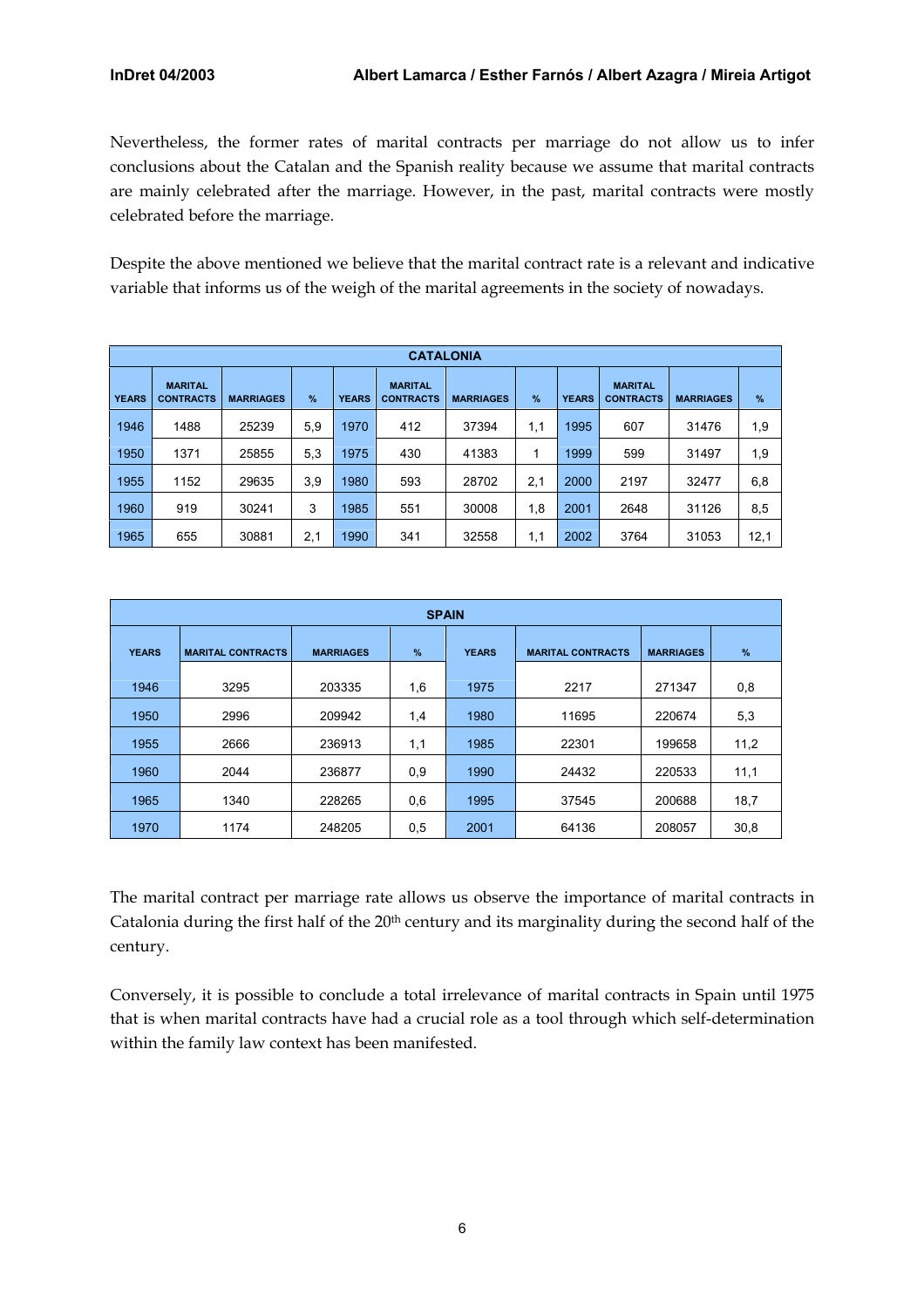Nevertheless, the former rates of marital contracts per marriage do not allow us to infer conclusions about the Catalan and the Spanish reality because we assume that marital contracts are mainly celebrated after the marriage. However, in the past, marital contracts were mostly celebrated before the marriage.

Despite the above mentioned we believe that the marital contract rate is a relevant and indicative variable that informs us of the weigh of the marital agreements in the society of nowadays.

| CATALONIA | | | | | | | | | | | |
|---|---|---|---|---|---|---|---|---|---|---|---|
| YEARS | MARITAL CONTRACTS | MARRIAGES | % | YEARS | MARITAL CONTRACTS | MARRIAGES | % | YEARS | MARITAL CONTRACTS | MARRIAGES | % |
| 1946 | 1488 | 25239 | 5,9 | 1970 | 412 | 37394 | 1,1 | 1995 | 607 | 31476 | 1,9 |
| 1950 | 1371 | 25855 | 5,3 | 1975 | 430 | 41383 | 1 | 1999 | 599 | 31497 | 1,9 |
| 1955 | 1152 | 29635 | 3,9 | 1980 | 593 | 28702 | 2,1 | 2000 | 2197 | 32477 | 6,8 |
| 1960 | 919 | 30241 | 3 | 1985 | 551 | 30008 | 1,8 | 2001 | 2648 | 31126 | 8,5 |
| 1965 | 655 | 30881 | 2,1 | 1990 | 341 | 32558 | 1,1 | 2002 | 3764 | 31053 | 12,1 |

| SPAIN | | | | | | | |
|---|---|---|---|---|---|---|---|
| YEARS | MARITAL CONTRACTS | MARRIAGES | % | YEARS | MARITAL CONTRACTS | MARRIAGES | % |
| 1946 | 3295 | 203335 | 1,6 | 1975 | 2217 | 271347 | 0,8 |
| 1950 | 2996 | 209942 | 1,4 | 1980 | 11695 | 220674 | 5,3 |
| 1955 | 2666 | 236913 | 1,1 | 1985 | 22301 | 199658 | 11,2 |
| 1960 | 2044 | 236877 | 0,9 | 1990 | 24432 | 220533 | 11,1 |
| 1965 | 1340 | 228265 | 0,6 | 1995 | 37545 | 200688 | 18,7 |
| 1970 | 1174 | 248205 | 0,5 | 2001 | 64136 | 208057 | 30,8 |

The marital contract per marriage rate allows us observe the importance of marital contracts in Catalonia during the first half of the 20th century and its marginality during the second half of the century.

Conversely, it is possible to conclude a total irrelevance of marital contracts in Spain until 1975 that is when marital contracts have had a crucial role as a tool through which self-determination within the family law context has been manifested.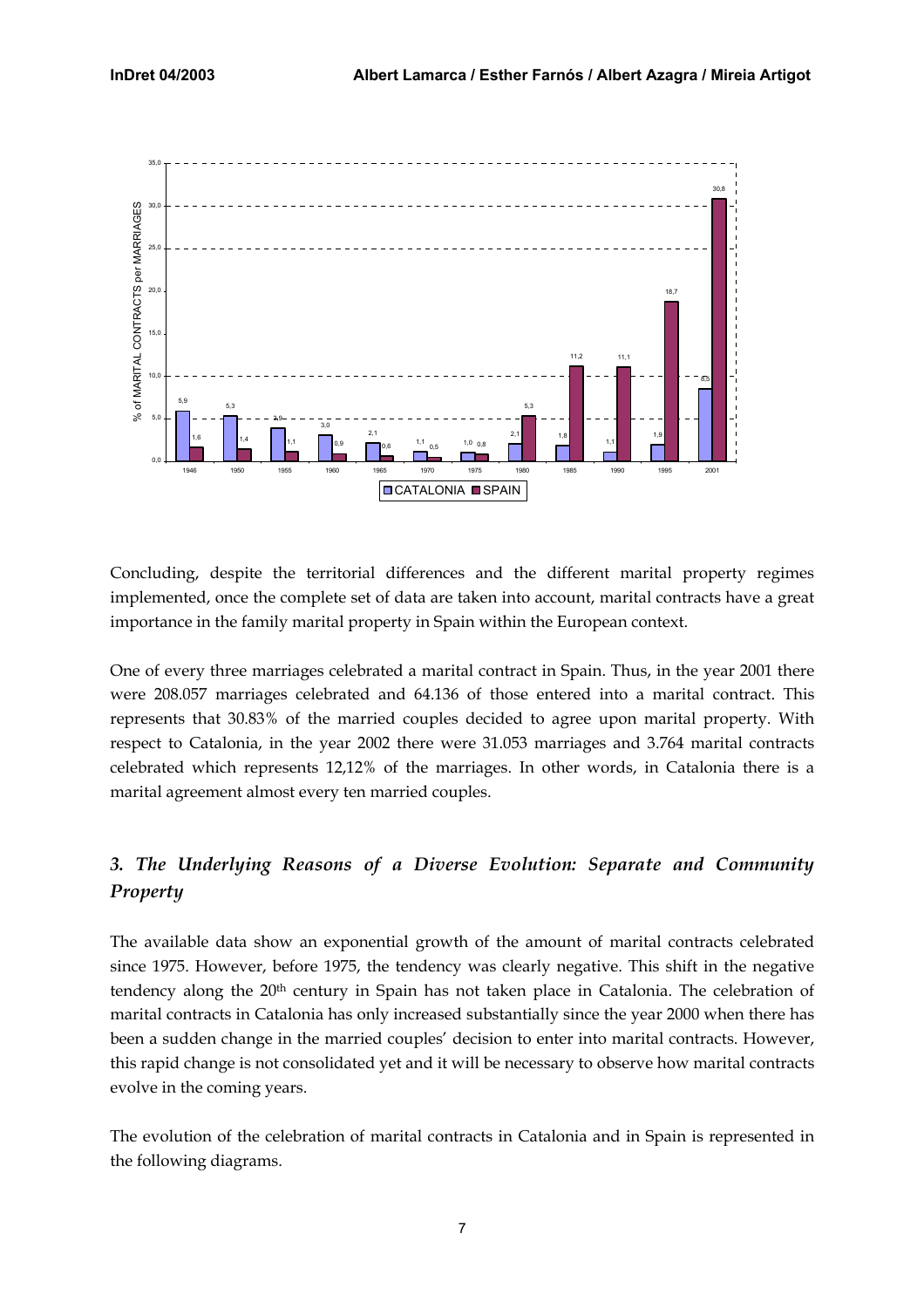| Year | CATALONIA | SPAIN |
|---|---|---|
| 1946 | 5,9 | 1,6 |
| 1950 | 5,3 | 1,4 |
| 1955 | 3,9 | 1,1 |
| 1960 | 3,0 | 0,9 |
| 1965 | 2,1 | 0,6 |
| 1970 | 1,1 | 0,5 |
| 1975 | 1,0 | 0,8 |
| 1980 | 2,1 | 5,3 |
| 1985 | 1,8 | 11,2 |
| 1990 | 1,1 | 11,1 |
| 1995 | 1,9 | 18,7 |
| 2001 | 8,5 | 30,8 |

% of MARITAL CONTRACTS per MARRIAGES

Concluding, despite the territorial differences and the different marital property regimes implemented, once the complete set of data are taken into account, marital contracts have a great importance in the family marital property in Spain within the European context.

One of every three marriages celebrated a marital contract in Spain. Thus, in the year 2001 there were 208.057 marriages celebrated and 64.136 of those entered into a marital contract. This represents that 30.83% of the married couples decided to agree upon marital property. With respect to Catalonia, in the year 2002 there were 31.053 marriages and 3.764 marital contracts celebrated which represents 12,12% of the marriages. In other words, in Catalonia there is a marital agreement almost every ten married couples.

## *3. The Underlying Reasons of a Diverse Evolution: Separate and Community Property*

The available data show an exponential growth of the amount of marital contracts celebrated since 1975. However, before 1975, the tendency was clearly negative. This shift in the negative tendency along the 20th century in Spain has not taken place in Catalonia. The celebration of marital contracts in Catalonia has only increased substantially since the year 2000 when there has been a sudden change in the married couples' decision to enter into marital contracts. However, this rapid change is not consolidated yet and it will be necessary to observe how marital contracts evolve in the coming years.

The evolution of the celebration of marital contracts in Catalonia and in Spain is represented in the following diagrams.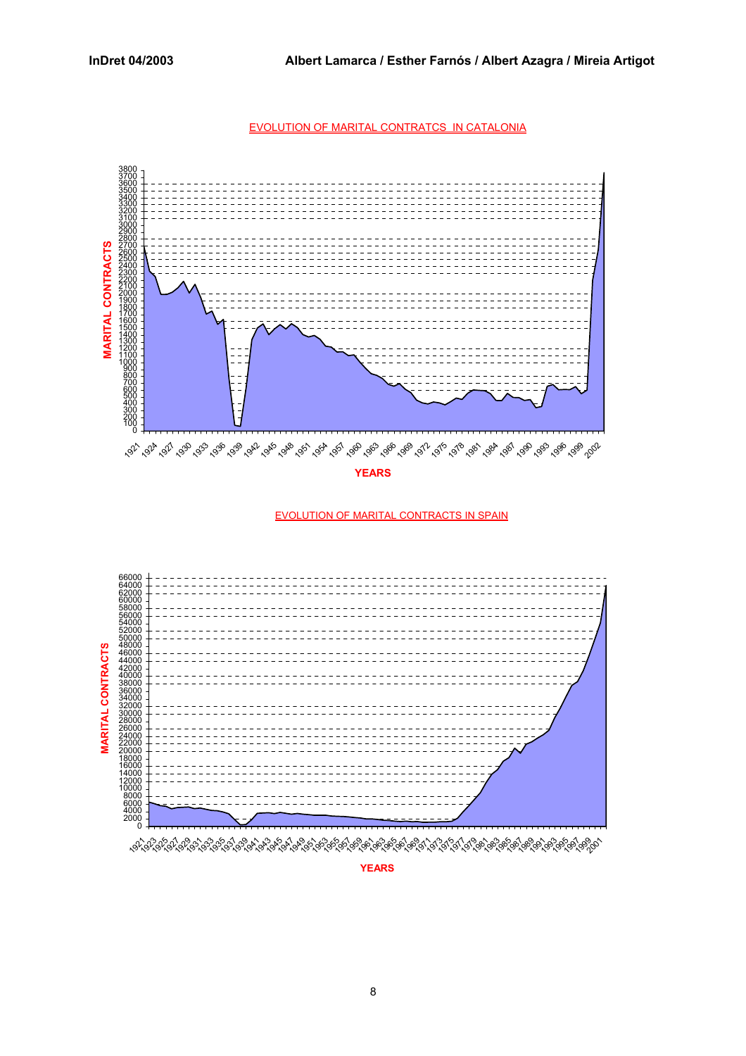EVOLUTION OF MARITAL CONTRATCS IN CATALONIA

EVOLUTION OF MARITAL CONTRACTS IN SPAIN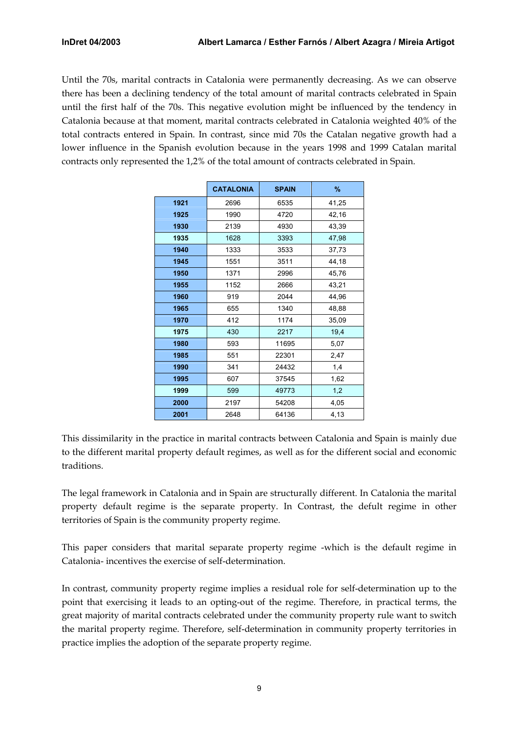Until the 70s, marital contracts in Catalonia were permanently decreasing. As we can observe there has been a declining tendency of the total amount of marital contracts celebrated in Spain until the first half of the 70s. This negative evolution might be influenced by the tendency in Catalonia because at that moment, marital contracts celebrated in Catalonia weighted 40% of the total contracts entered in Spain. In contrast, since mid 70s the Catalan negative growth had a lower influence in the Spanish evolution because in the years 1998 and 1999 Catalan marital contracts only represented the 1,2% of the total amount of contracts celebrated in Spain.

| | CATALONIA | SPAIN | % |
|---|---|---|---|
| **1921** | 2696 | 6535 | 41,25 |
| **1925** | 1990 | 4720 | 42,16 |
| **1930** | 2139 | 4930 | 43,39 |
| **1935** | 1628 | 3393 | 47,98 |
| **1940** | 1333 | 3533 | 37,73 |
| **1945** | 1551 | 3511 | 44,18 |
| **1950** | 1371 | 2996 | 45,76 |
| **1955** | 1152 | 2666 | 43,21 |
| **1960** | 919 | 2044 | 44,96 |
| **1965** | 655 | 1340 | 48,88 |
| **1970** | 412 | 1174 | 35,09 |
| **1975** | 430 | 2217 | 19,4 |
| **1980** | 593 | 11695 | 5,07 |
| **1985** | 551 | 22301 | 2,47 |
| **1990** | 341 | 24432 | 1,4 |
| **1995** | 607 | 37545 | 1,62 |
| **1999** | 599 | 49773 | 1,2 |
| **2000** | 2197 | 54208 | 4,05 |
| **2001** | 2648 | 64136 | 4,13 |

This dissimilarity in the practice in marital contracts between Catalonia and Spain is mainly due to the different marital property default regimes, as well as for the different social and economic traditions.

The legal framework in Catalonia and in Spain are structurally different. In Catalonia the marital property default regime is the separate property. In Contrast, the defult regime in other territories of Spain is the community property regime.

This paper considers that marital separate property regime -which is the default regime in Catalonia- incentives the exercise of self-determination.

In contrast, community property regime implies a residual role for self-determination up to the point that exercising it leads to an opting-out of the regime. Therefore, in practical terms, the great majority of marital contracts celebrated under the community property rule want to switch the marital property regime. Therefore, self-determination in community property territories in practice implies the adoption of the separate property regime.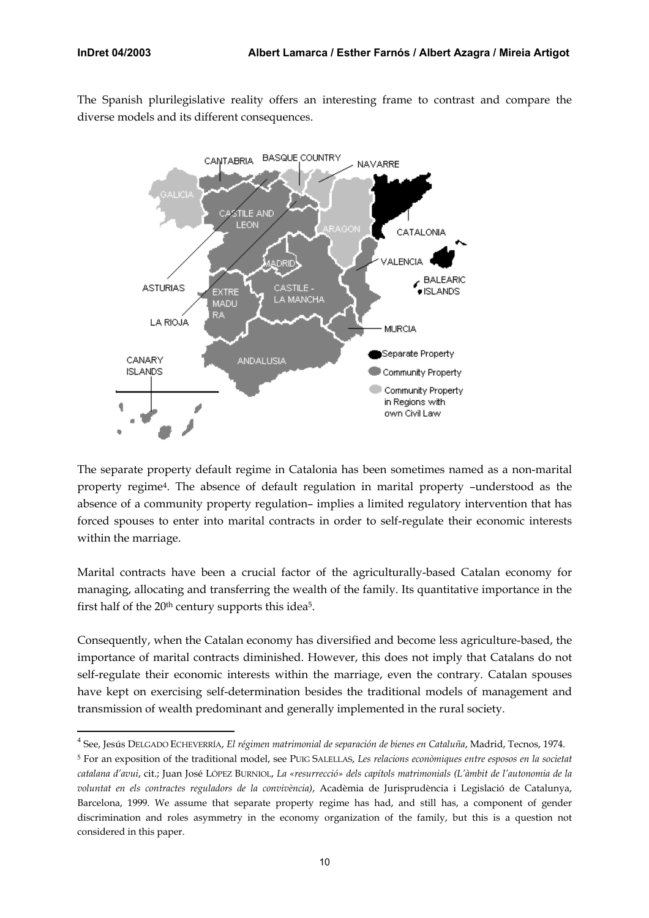The Spanish plurilegislative reality offers an interesting frame to contrast and compare the diverse models and its different consequences.

The separate property default regime in Catalonia has been sometimes named as a non-marital property regime[4]. The absence of default regulation in marital property –understood as the absence of a community property regulation– implies a limited regulatory intervention that has forced spouses to enter into marital contracts in order to self-regulate their economic interests within the marriage.

Marital contracts have been a crucial factor of the agriculturally-based Catalan economy for managing, allocating and transferring the wealth of the family. Its quantitative importance in the first half of the 20th century supports this idea[5].

Consequently, when the Catalan economy has diversified and become less agriculture-based, the importance of marital contracts diminished. However, this does not imply that Catalans do not self-regulate their economic interests within the marriage, even the contrary. Catalan spouses have kept on exercising self-determination besides the traditional models of management and transmission of wealth predominant and generally implemented in the rural society.

---

[4] See, Jesús DELGADO ECHEVERRÍA, *El régimen matrimonial de separación de bienes en Cataluña*, Madrid, Tecnos, 1974.

[5] For an exposition of the traditional model, see PUIG SALELLAS, *Les relacions econòmiques entre esposos en la societat catalana d'avui*, cit.; Juan José LÓPEZ BURNIOL, *La «resurrecció» dels capítols matrimonials (L'àmbit de l'autonomia de la voluntat en els contractes reguladors de la convivència)*, Acadèmia de Jurisprudència i Legislació de Catalunya, Barcelona, 1999. We assume that separate property regime has had, and still has, a component of gender discrimination and roles asymmetry in the economy organization of the family, but this is a question not considered in this paper.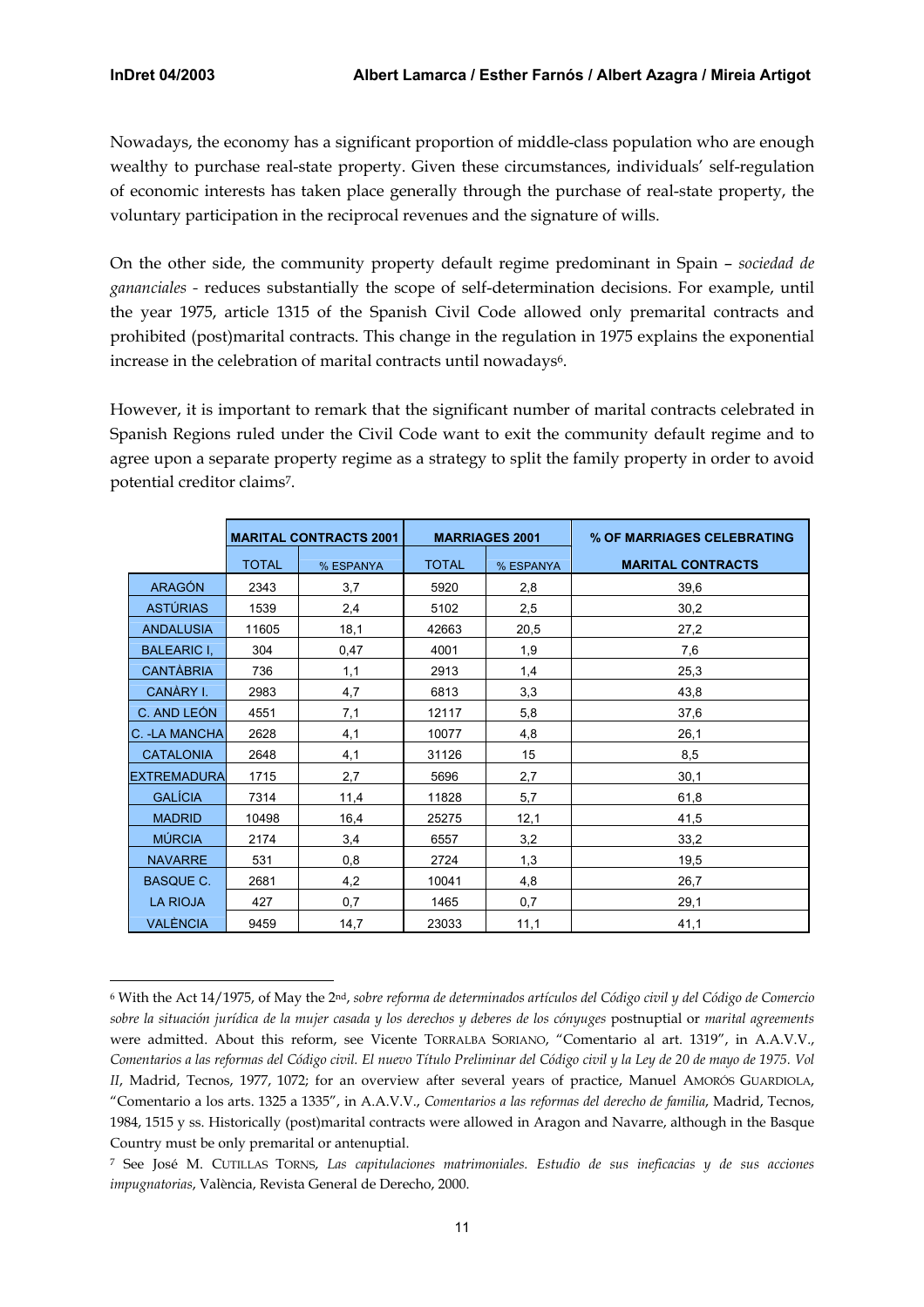Nowadays, the economy has a significant proportion of middle-class population who are enough wealthy to purchase real-state property. Given these circumstances, individuals' self-regulation of economic interests has taken place generally through the purchase of real-state property, the voluntary participation in the reciprocal revenues and the signature of wills.

On the other side, the community property default regime predominant in Spain – *sociedad de gananciales* - reduces substantially the scope of self-determination decisions. For example, until the year 1975, article 1315 of the Spanish Civil Code allowed only premarital contracts and prohibited (post)marital contracts. This change in the regulation in 1975 explains the exponential increase in the celebration of marital contracts until nowadays[6].

However, it is important to remark that the significant number of marital contracts celebrated in Spanish Regions ruled under the Civil Code want to exit the community default regime and to agree upon a separate property regime as a strategy to split the family property in order to avoid potential creditor claims[7].

| | MARITAL CONTRACTS 2001 | | MARRIAGES 2001 | | % OF MARRIAGES CELEBRATING |
|---|---|---|---|---|---|
| | TOTAL | % ESPANYA | TOTAL | % ESPANYA | MARITAL CONTRACTS |
| ARAGÓN | 2343 | 3,7 | 5920 | 2,8 | 39,6 |
| ASTÚRIAS | 1539 | 2,4 | 5102 | 2,5 | 30,2 |
| ANDALUSIA | 11605 | 18,1 | 42663 | 20,5 | 27,2 |
| BALEARIC I, | 304 | 0,47 | 4001 | 1,9 | 7,6 |
| CANTÀBRIA | 736 | 1,1 | 2913 | 1,4 | 25,3 |
| CANÀRY I. | 2983 | 4,7 | 6813 | 3,3 | 43,8 |
| C. AND LEÓN | 4551 | 7,1 | 12117 | 5,8 | 37,6 |
| C. -LA MANCHA | 2628 | 4,1 | 10077 | 4,8 | 26,1 |
| CATALONIA | 2648 | 4,1 | 31126 | 15 | 8,5 |
| EXTREMADURA | 1715 | 2,7 | 5696 | 2,7 | 30,1 |
| GALÍCIA | 7314 | 11,4 | 11828 | 5,7 | 61,8 |
| MADRID | 10498 | 16,4 | 25275 | 12,1 | 41,5 |
| MÚRCIA | 2174 | 3,4 | 6557 | 3,2 | 33,2 |
| NAVARRE | 531 | 0,8 | 2724 | 1,3 | 19,5 |
| BASQUE C. | 2681 | 4,2 | 10041 | 4,8 | 26,7 |
| LA RIOJA | 427 | 0,7 | 1465 | 0,7 | 29,1 |
| VALÈNCIA | 9459 | 14,7 | 23033 | 11,1 | 41,1 |

[6] With the Act 14/1975, of May the 2nd, *sobre reforma de determinados artículos del Código civil y del Código de Comercio sobre la situación jurídica de la mujer casada y los derechos y deberes de los cónyuges* postnuptial or *marital agreements* were admitted. About this reform, see Vicente TORRALBA SORIANO, "Comentario al art. 1319", in A.A.V.V., *Comentarios a las reformas del Código civil. El nuevo Título Preliminar del Código civil y la Ley de 20 de mayo de 1975. Vol II*, Madrid, Tecnos, 1977, 1072; for an overview after several years of practice, Manuel AMORÓS GUARDIOLA, "Comentario a los arts. 1325 a 1335", in A.A.V.V., *Comentarios a las reformas del derecho de familia*, Madrid, Tecnos, 1984, 1515 y ss. Historically (post)marital contracts were allowed in Aragon and Navarre, although in the Basque Country must be only premarital or antenuptial.

[7] See José M. CUTILLAS TORNS, *Las capitulaciones matrimoniales. Estudio de sus ineficacias y de sus acciones impugnatorias*, València, Revista General de Derecho, 2000.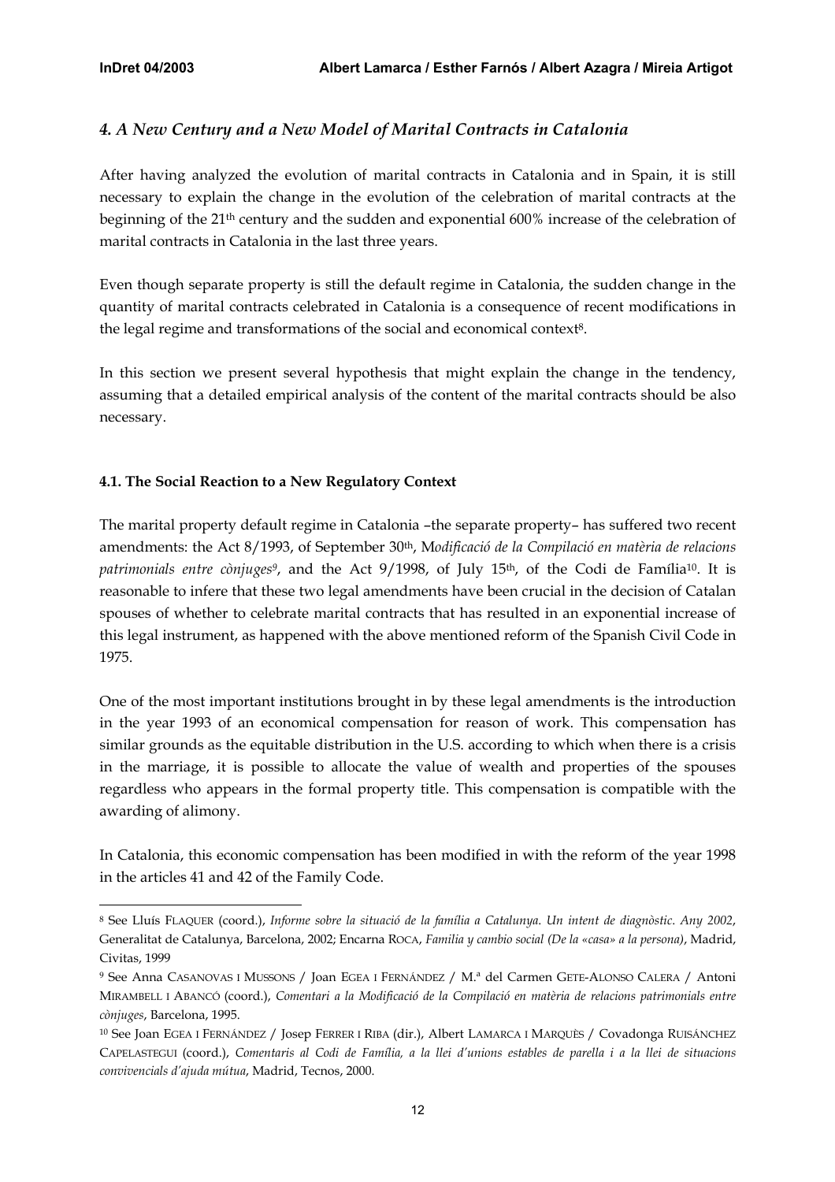## *4. A New Century and a New Model of Marital Contracts in Catalonia*

After having analyzed the evolution of marital contracts in Catalonia and in Spain, it is still necessary to explain the change in the evolution of the celebration of marital contracts at the beginning of the 21th century and the sudden and exponential 600% increase of the celebration of marital contracts in Catalonia in the last three years.

Even though separate property is still the default regime in Catalonia, the sudden change in the quantity of marital contracts celebrated in Catalonia is a consequence of recent modifications in the legal regime and transformations of the social and economical context[8].

In this section we present several hypothesis that might explain the change in the tendency, assuming that a detailed empirical analysis of the content of the marital contracts should be also necessary.

### **4.1. The Social Reaction to a New Regulatory Context**

The marital property default regime in Catalonia –the separate property– has suffered two recent amendments: the Act 8/1993, of September 30th, M*odificació de la Compilació en matèria de relacions patrimonials entre cònjuges*[9], and the Act 9/1998, of July 15th, of the Codi de Família[10]. It is reasonable to infere that these two legal amendments have been crucial in the decision of Catalan spouses of whether to celebrate marital contracts that has resulted in an exponential increase of this legal instrument, as happened with the above mentioned reform of the Spanish Civil Code in 1975.

One of the most important institutions brought in by these legal amendments is the introduction in the year 1993 of an economical compensation for reason of work. This compensation has similar grounds as the equitable distribution in the U.S. according to which when there is a crisis in the marriage, it is possible to allocate the value of wealth and properties of the spouses regardless who appears in the formal property title. This compensation is compatible with the awarding of alimony.

In Catalonia, this economic compensation has been modified in with the reform of the year 1998 in the articles 41 and 42 of the Family Code.

---

[8] See Lluís FLAQUER (coord.), *Informe sobre la situació de la família a Catalunya. Un intent de diagnòstic. Any 2002*, Generalitat de Catalunya, Barcelona, 2002; Encarna ROCA, *Familia y cambio social (De la «casa» a la persona)*, Madrid, Civitas, 1999

[9] See Anna CASANOVAS I MUSSONS / Joan EGEA I FERNÁNDEZ / M.ª del Carmen GETE-ALONSO CALERA / Antoni MIRAMBELL I ABANCÓ (coord.), *Comentari a la Modificació de la Compilació en matèria de relacions patrimonials entre cònjuges*, Barcelona, 1995.

[10] See Joan EGEA I FERNÁNDEZ / Josep FERRER I RIBA (dir.), Albert LAMARCA I MARQUÈS / Covadonga RUISÁNCHEZ CAPELASTEGUI (coord.), *Comentaris al Codi de Família, a la llei d'unions estables de parella i a la llei de situacions convivencials d'ajuda mútua*, Madrid, Tecnos, 2000.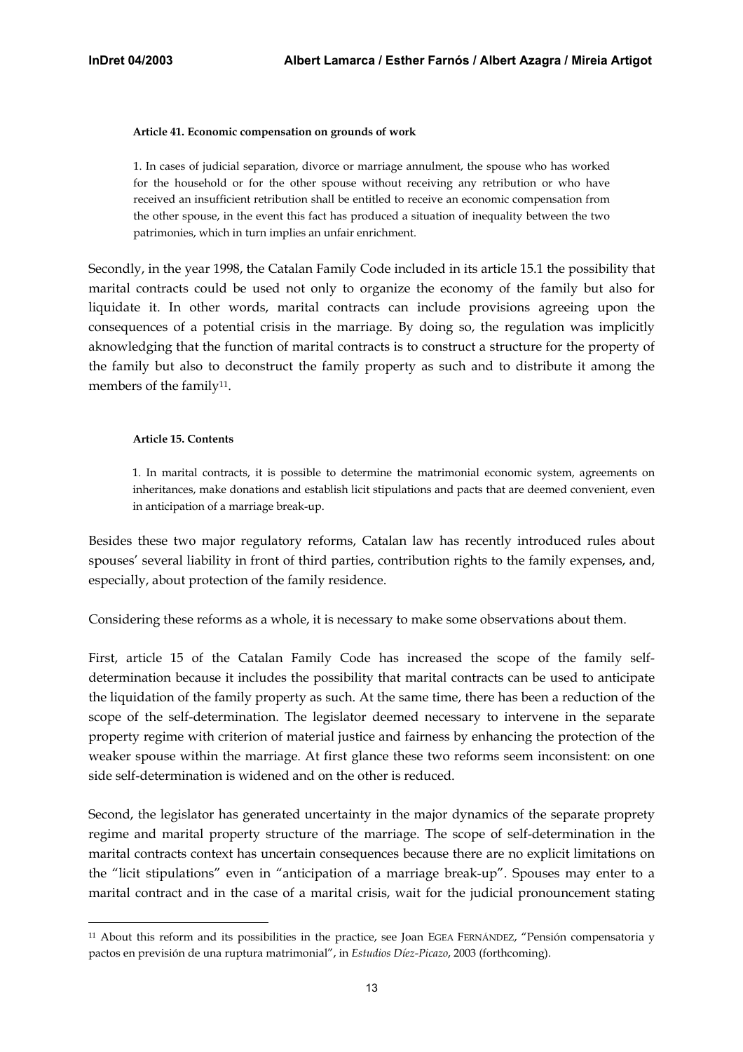**Article 41. Economic compensation on grounds of work**

> 1. In cases of judicial separation, divorce or marriage annulment, the spouse who has worked for the household or for the other spouse without receiving any retribution or who have received an insufficient retribution shall be entitled to receive an economic compensation from the other spouse, in the event this fact has produced a situation of inequality between the two patrimonies, which in turn implies an unfair enrichment.

Secondly, in the year 1998, the Catalan Family Code included in its article 15.1 the possibility that marital contracts could be used not only to organize the economy of the family but also for liquidate it. In other words, marital contracts can include provisions agreeing upon the consequences of a potential crisis in the marriage. By doing so, the regulation was implicitly aknowledging that the function of marital contracts is to construct a structure for the property of the family but also to deconstruct the family property as such and to distribute it among the members of the family[11].

**Article 15. Contents**

> 1. In marital contracts, it is possible to determine the matrimonial economic system, agreements on inheritances, make donations and establish licit stipulations and pacts that are deemed convenient, even in anticipation of a marriage break-up.

Besides these two major regulatory reforms, Catalan law has recently introduced rules about spouses' several liability in front of third parties, contribution rights to the family expenses, and, especially, about protection of the family residence.

Considering these reforms as a whole, it is necessary to make some observations about them.

First, article 15 of the Catalan Family Code has increased the scope of the family self-determination because it includes the possibility that marital contracts can be used to anticipate the liquidation of the family property as such. At the same time, there has been a reduction of the scope of the self-determination. The legislator deemed necessary to intervene in the separate property regime with criterion of material justice and fairness by enhancing the protection of the weaker spouse within the marriage. At first glance these two reforms seem inconsistent: on one side self-determination is widened and on the other is reduced.

Second, the legislator has generated uncertainty in the major dynamics of the separate proprety regime and marital property structure of the marriage. The scope of self-determination in the marital contracts context has uncertain consequences because there are no explicit limitations on the "licit stipulations" even in "anticipation of a marriage break-up". Spouses may enter to a marital contract and in the case of a marital crisis, wait for the judicial pronouncement stating

[11] About this reform and its possibilities in the practice, see Joan EGEA FERNÁNDEZ, "Pensión compensatoria y pactos en previsión de una ruptura matrimonial", in *Estudios Díez-Picazo*, 2003 (forthcoming).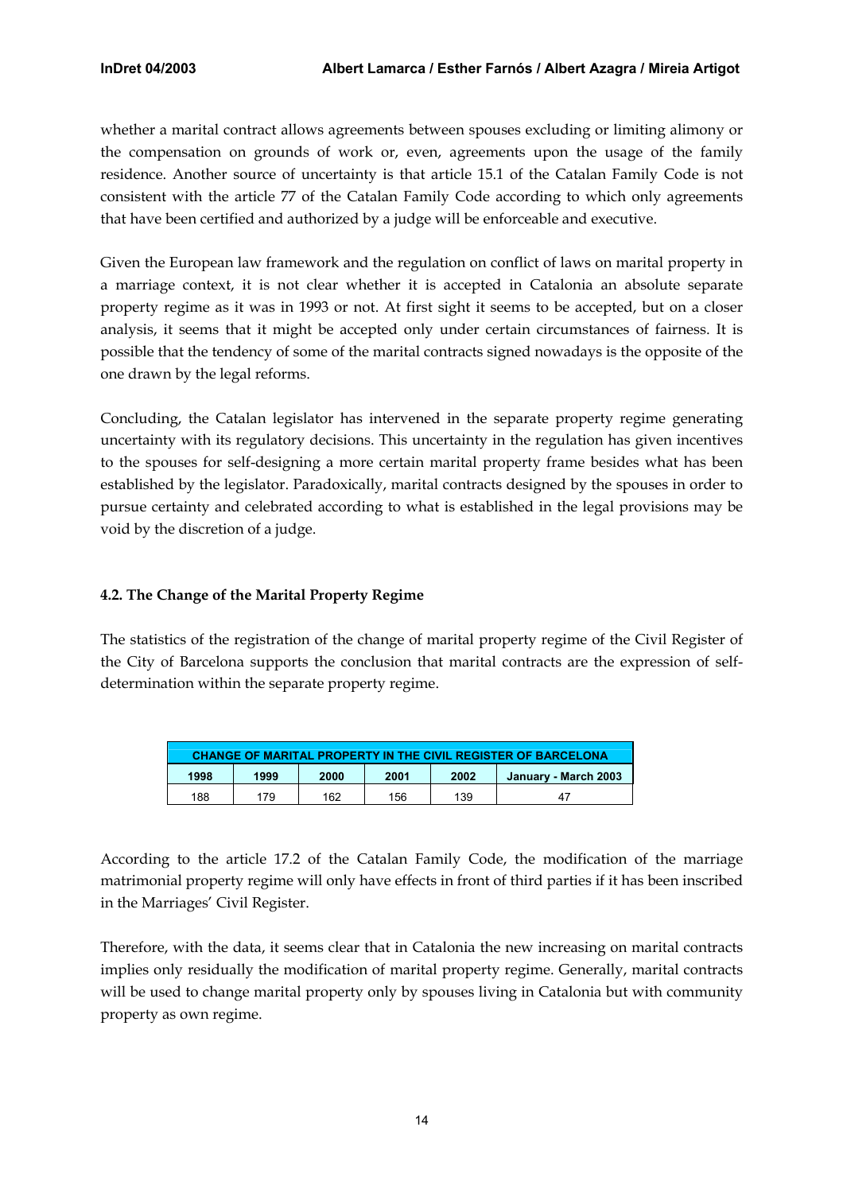whether a marital contract allows agreements between spouses excluding or limiting alimony or the compensation on grounds of work or, even, agreements upon the usage of the family residence. Another source of uncertainty is that article 15.1 of the Catalan Family Code is not consistent with the article 77 of the Catalan Family Code according to which only agreements that have been certified and authorized by a judge will be enforceable and executive.

Given the European law framework and the regulation on conflict of laws on marital property in a marriage context, it is not clear whether it is accepted in Catalonia an absolute separate property regime as it was in 1993 or not. At first sight it seems to be accepted, but on a closer analysis, it seems that it might be accepted only under certain circumstances of fairness. It is possible that the tendency of some of the marital contracts signed nowadays is the opposite of the one drawn by the legal reforms.

Concluding, the Catalan legislator has intervened in the separate property regime generating uncertainty with its regulatory decisions. This uncertainty in the regulation has given incentives to the spouses for self-designing a more certain marital property frame besides what has been established by the legislator. Paradoxically, marital contracts designed by the spouses in order to pursue certainty and celebrated according to what is established in the legal provisions may be void by the discretion of a judge.

### 4.2. The Change of the Marital Property Regime

The statistics of the registration of the change of marital property regime of the Civil Register of the City of Barcelona supports the conclusion that marital contracts are the expression of self-determination within the separate property regime.

| CHANGE OF MARITAL PROPERTY IN THE CIVIL REGISTER OF BARCELONA | | | | | |
|---|---|---|---|---|---|
| **1998** | **1999** | **2000** | **2001** | **2002** | **January - March 2003** |
| 188 | 179 | 162 | 156 | 139 | 47 |

According to the article 17.2 of the Catalan Family Code, the modification of the marriage matrimonial property regime will only have effects in front of third parties if it has been inscribed in the Marriages' Civil Register.

Therefore, with the data, it seems clear that in Catalonia the new increasing on marital contracts implies only residually the modification of marital property regime. Generally, marital contracts will be used to change marital property only by spouses living in Catalonia but with community property as own regime.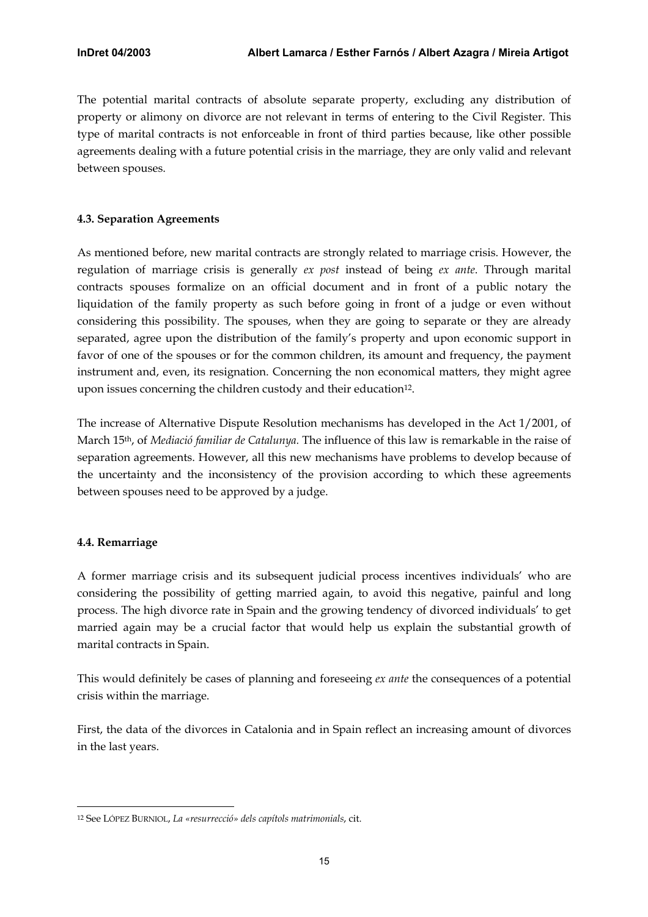The potential marital contracts of absolute separate property, excluding any distribution of property or alimony on divorce are not relevant in terms of entering to the Civil Register. This type of marital contracts is not enforceable in front of third parties because, like other possible agreements dealing with a future potential crisis in the marriage, they are only valid and relevant between spouses.

### 4.3. Separation Agreements

As mentioned before, new marital contracts are strongly related to marriage crisis. However, the regulation of marriage crisis is generally *ex post* instead of being *ex ante*. Through marital contracts spouses formalize on an official document and in front of a public notary the liquidation of the family property as such before going in front of a judge or even without considering this possibility. The spouses, when they are going to separate or they are already separated, agree upon the distribution of the family's property and upon economic support in favor of one of the spouses or for the common children, its amount and frequency, the payment instrument and, even, its resignation. Concerning the non economical matters, they might agree upon issues concerning the children custody and their education[12].

The increase of Alternative Dispute Resolution mechanisms has developed in the Act 1/2001, of March 15th, of *Mediació familiar de Catalunya*. The influence of this law is remarkable in the raise of separation agreements. However, all this new mechanisms have problems to develop because of the uncertainty and the inconsistency of the provision according to which these agreements between spouses need to be approved by a judge.

### 4.4. Remarriage

A former marriage crisis and its subsequent judicial process incentives individuals' who are considering the possibility of getting married again, to avoid this negative, painful and long process. The high divorce rate in Spain and the growing tendency of divorced individuals' to get married again may be a crucial factor that would help us explain the substantial growth of marital contracts in Spain.

This would definitely be cases of planning and foreseeing *ex ante* the consequences of a potential crisis within the marriage.

First, the data of the divorces in Catalonia and in Spain reflect an increasing amount of divorces in the last years.

---

[12] See LÓPEZ BURNIOL, *La «resurrecció» dels capítols matrimonials*, cit.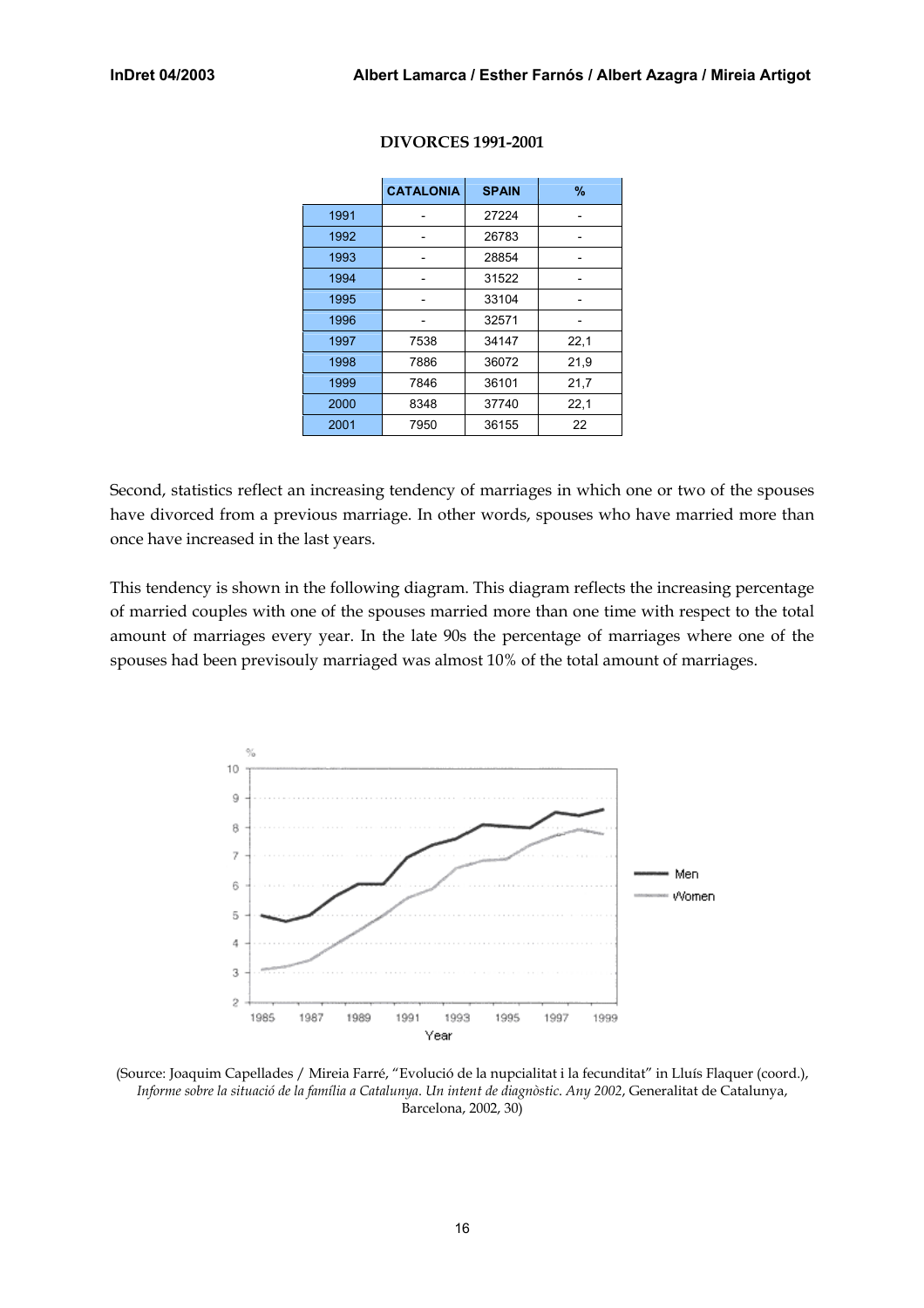**DIVORCES 1991-2001**

| | CATALONIA | SPAIN | % |
|---|---|---|---|
| 1991 | - | 27224 | - |
| 1992 | - | 26783 | - |
| 1993 | - | 28854 | - |
| 1994 | - | 31522 | - |
| 1995 | - | 33104 | - |
| 1996 | - | 32571 | - |
| 1997 | 7538 | 34147 | 22,1 |
| 1998 | 7886 | 36072 | 21,9 |
| 1999 | 7846 | 36101 | 21,7 |
| 2000 | 8348 | 37740 | 22,1 |
| 2001 | 7950 | 36155 | 22 |

Second, statistics reflect an increasing tendency of marriages in which one or two of the spouses have divorced from a previous marriage. In other words, spouses who have married more than once have increased in the last years.

This tendency is shown in the following diagram. This diagram reflects the increasing percentage of married couples with one of the spouses married more than one time with respect to the total amount of marriages every year. In the late 90s the percentage of marriages where one of the spouses had been previsouly marriaged was almost 10% of the total amount of marriages.

(Source: Joaquim Capellades / Mireia Farré, "Evolució de la nupcialitat i la fecunditat" in Lluís Flaquer (coord.), *Informe sobre la situació de la família a Catalunya. Un intent de diagnòstic. Any 2002*, Generalitat de Catalunya, Barcelona, 2002, 30)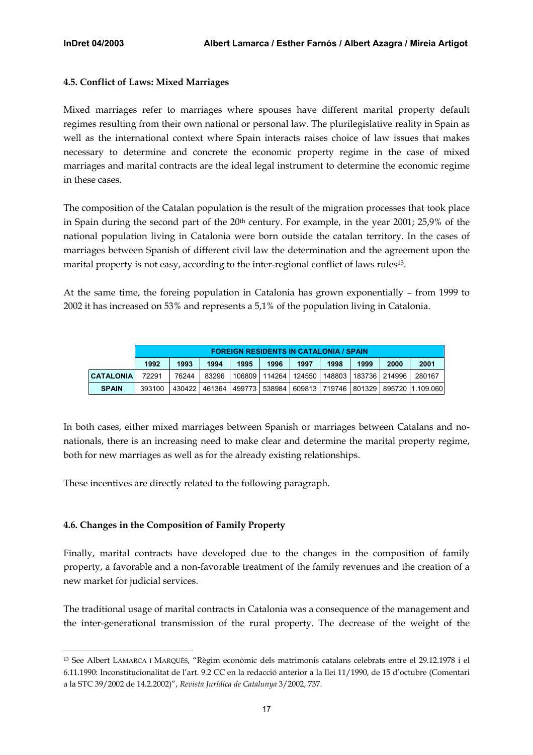### 4.5. Conflict of Laws: Mixed Marriages

Mixed marriages refer to marriages where spouses have different marital property default regimes resulting from their own national or personal law. The plurilegislative reality in Spain as well as the international context where Spain interacts raises choice of law issues that makes necessary to determine and concrete the economic property regime in the case of mixed marriages and marital contracts are the ideal legal instrument to determine the economic regime in these cases.

The composition of the Catalan population is the result of the migration processes that took place in Spain during the second part of the 20th century. For example, in the year 2001; 25,9% of the national population living in Catalonia were born outside the catalan territory. In the cases of marriages between Spanish of different civil law the determination and the agreement upon the marital property is not easy, according to the inter-regional conflict of laws rules[13].

At the same time, the foreing population in Catalonia has grown exponentially – from 1999 to 2002 it has increased on 53% and represents a 5,1% of the population living in Catalonia.

| | FOREIGN RESIDENTS IN CATALONIA / SPAIN | | | | | | | | | |
|---|---|---|---|---|---|---|---|---|---|---|
| | **1992** | **1993** | **1994** | **1995** | **1996** | **1997** | **1998** | **1999** | **2000** | **2001** |
| **CATALONIA** | 72291 | 76244 | 83296 | 106809 | 114264 | 124550 | 148803 | 183736 | 214996 | 280167 |
| **SPAIN** | 393100 | 430422 | 461364 | 499773 | 538984 | 609813 | 719746 | 801329 | 895720 | 1.109.060 |

In both cases, either mixed marriages between Spanish or marriages between Catalans and no-nationals, there is an increasing need to make clear and determine the marital property regime, both for new marriages as well as for the already existing relationships.

These incentives are directly related to the following paragraph.

### 4.6. Changes in the Composition of Family Property

Finally, marital contracts have developed due to the changes in the composition of family property, a favorable and a non-favorable treatment of the family revenues and the creation of a new market for judicial services.

The traditional usage of marital contracts in Catalonia was a consequence of the management and the inter-generational transmission of the rural property. The decrease of the weight of the

[13] See Albert LAMARCA I MARQUÈS, "Règim econòmic dels matrimonis catalans celebrats entre el 29.12.1978 i el 6.11.1990: Inconstitucionalitat de l'art. 9.2 CC en la redacció anterior a la llei 11/1990, de 15 d'octubre (Comentari a la STC 39/2002 de 14.2.2002)", *Revista Jurídica de Catalunya* 3/2002, 737.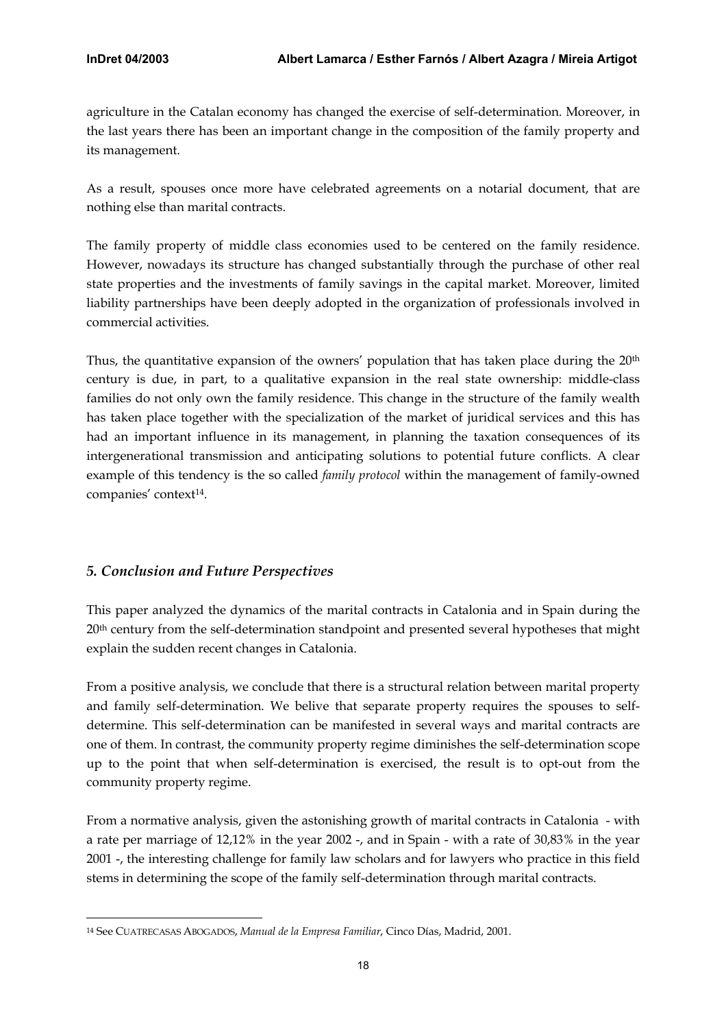agriculture in the Catalan economy has changed the exercise of self-determination. Moreover, in the last years there has been an important change in the composition of the family property and its management.

As a result, spouses once more have celebrated agreements on a notarial document, that are nothing else than marital contracts.

The family property of middle class economies used to be centered on the family residence. However, nowadays its structure has changed substantially through the purchase of other real state properties and the investments of family savings in the capital market. Moreover, limited liability partnerships have been deeply adopted in the organization of professionals involved in commercial activities.

Thus, the quantitative expansion of the owners' population that has taken place during the 20th century is due, in part, to a qualitative expansion in the real state ownership: middle-class families do not only own the family residence. This change in the structure of the family wealth has taken place together with the specialization of the market of juridical services and this has had an important influence in its management, in planning the taxation consequences of its intergenerational transmission and anticipating solutions to potential future conflicts. A clear example of this tendency is the so called *family protocol* within the management of family-owned companies' context[14].

## *5. Conclusion and Future Perspectives*

This paper analyzed the dynamics of the marital contracts in Catalonia and in Spain during the 20th century from the self-determination standpoint and presented several hypotheses that might explain the sudden recent changes in Catalonia.

From a positive analysis, we conclude that there is a structural relation between marital property and family self-determination. We belive that separate property requires the spouses to self-determine. This self-determination can be manifested in several ways and marital contracts are one of them. In contrast, the community property regime diminishes the self-determination scope up to the point that when self-determination is exercised, the result is to opt-out from the community property regime.

From a normative analysis, given the astonishing growth of marital contracts in Catalonia - with a rate per marriage of 12,12% in the year 2002 -, and in Spain - with a rate of 30,83% in the year 2001 -, the interesting challenge for family law scholars and for lawyers who practice in this field stems in determining the scope of the family self-determination through marital contracts.

---

[14] See CUATRECASAS ABOGADOS, *Manual de la Empresa Familiar*, Cinco Días, Madrid, 2001.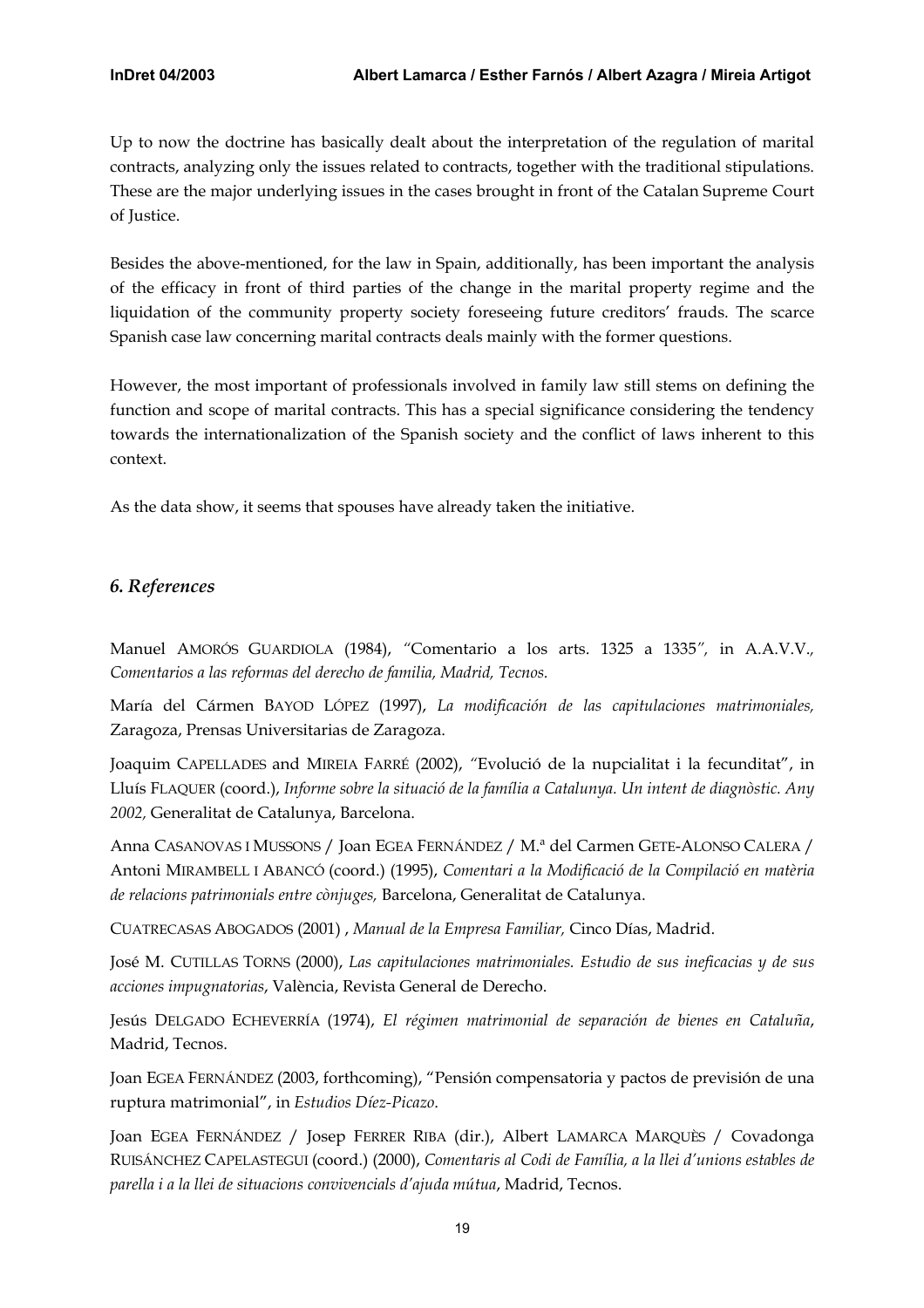Up to now the doctrine has basically dealt about the interpretation of the regulation of marital contracts, analyzing only the issues related to contracts, together with the traditional stipulations. These are the major underlying issues in the cases brought in front of the Catalan Supreme Court of Justice.

Besides the above-mentioned, for the law in Spain, additionally, has been important the analysis of the efficacy in front of third parties of the change in the marital property regime and the liquidation of the community property society foreseeing future creditors' frauds. The scarce Spanish case law concerning marital contracts deals mainly with the former questions.

However, the most important of professionals involved in family law still stems on defining the function and scope of marital contracts. This has a special significance considering the tendency towards the internationalization of the Spanish society and the conflict of laws inherent to this context.

As the data show, it seems that spouses have already taken the initiative.

## *6. References*

Manuel AMORÓS GUARDIOLA (1984), "Comentario a los arts. 1325 a 1335", in A.A.V.V., *Comentarios a las reformas del derecho de familia, Madrid, Tecnos.*

María del Cármen BAYOD LÓPEZ (1997), *La modificación de las capitulaciones matrimoniales,* Zaragoza, Prensas Universitarias de Zaragoza.

Joaquim CAPELLADES and MIREIA FARRÉ (2002), "Evolució de la nupcialitat i la fecunditat", in Lluís FLAQUER (coord.), *Informe sobre la situació de la família a Catalunya. Un intent de diagnòstic. Any 2002,* Generalitat de Catalunya, Barcelona.

Anna CASANOVAS I MUSSONS / Joan EGEA FERNÁNDEZ / M.ª del Carmen GETE-ALONSO CALERA / Antoni MIRAMBELL I ABANCÓ (coord.) (1995), *Comentari a la Modificació de la Compilació en matèria de relacions patrimonials entre cònjuges,* Barcelona, Generalitat de Catalunya.

CUATRECASAS ABOGADOS (2001) , *Manual de la Empresa Familiar,* Cinco Días, Madrid.

José M. CUTILLAS TORNS (2000), *Las capitulaciones matrimoniales. Estudio de sus ineficacias y de sus acciones impugnatorias*, València, Revista General de Derecho.

Jesús DELGADO ECHEVERRÍA (1974), *El régimen matrimonial de separación de bienes en Cataluña*, Madrid, Tecnos.

Joan EGEA FERNÁNDEZ (2003, forthcoming), "Pensión compensatoria y pactos de previsión de una ruptura matrimonial", in *Estudios Díez-Picazo*.

Joan EGEA FERNÁNDEZ / Josep FERRER RIBA (dir.), Albert LAMARCA MARQUÈS / Covadonga RUISÁNCHEZ CAPELASTEGUI (coord.) (2000), *Comentaris al Codi de Família, a la llei d'unions estables de parella i a la llei de situacions convivencials d'ajuda mútua*, Madrid, Tecnos.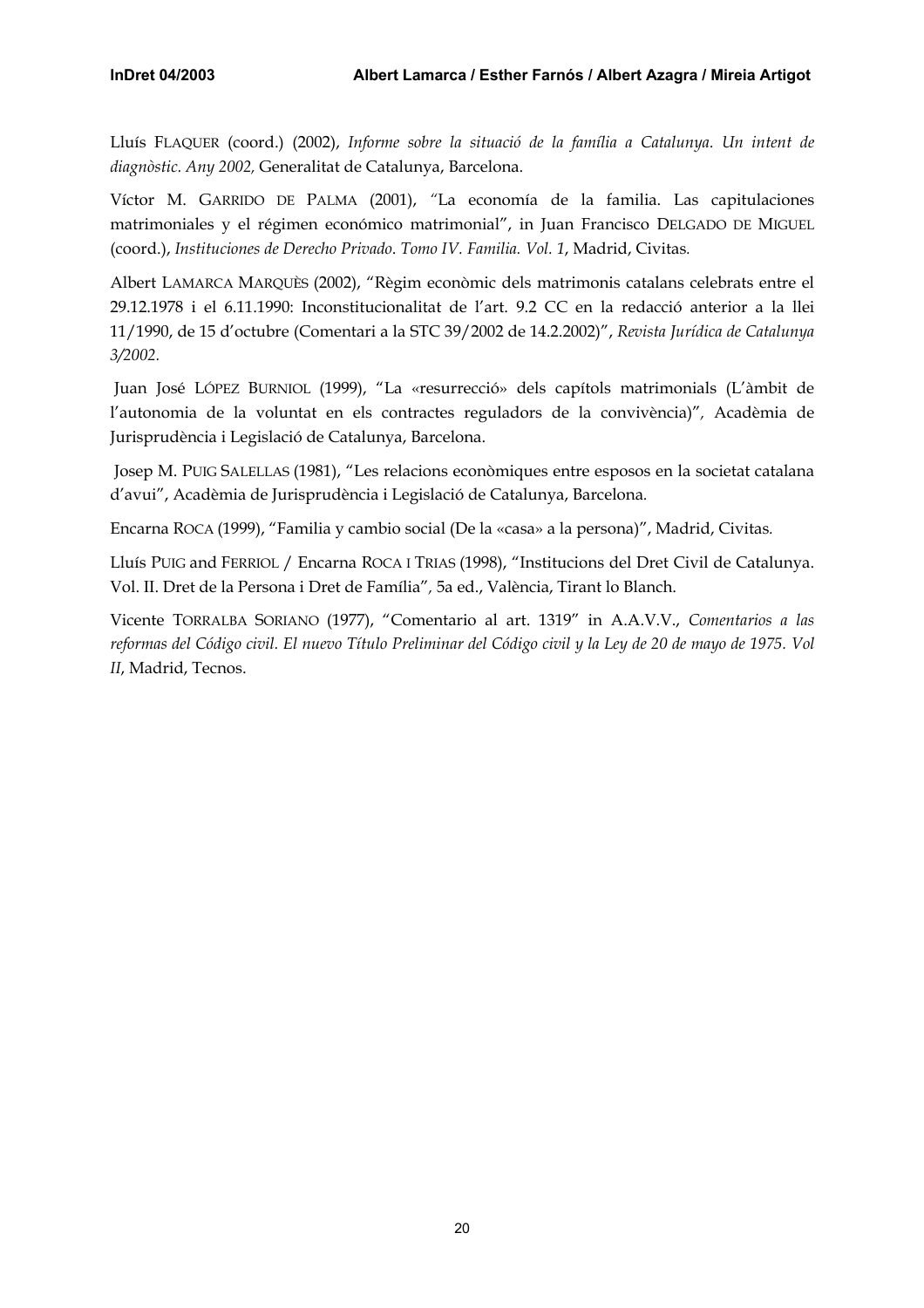Lluís FLAQUER (coord.) (2002), *Informe sobre la situació de la família a Catalunya. Un intent de diagnòstic. Any 2002,* Generalitat de Catalunya, Barcelona.

Víctor M. GARRIDO DE PALMA (2001), "La economía de la familia. Las capitulaciones matrimoniales y el régimen económico matrimonial", in Juan Francisco DELGADO DE MIGUEL (coord.), *Instituciones de Derecho Privado. Tomo IV. Familia. Vol. 1*, Madrid, Civitas.

Albert LAMARCA MARQUÈS (2002), "Règim econòmic dels matrimonis catalans celebrats entre el 29.12.1978 i el 6.11.1990: Inconstitucionalitat de l'art. 9.2 CC en la redacció anterior a la llei 11/1990, de 15 d'octubre (Comentari a la STC 39/2002 de 14.2.2002)", *Revista Jurídica de Catalunya 3/2002*.

Juan José LÓPEZ BURNIOL (1999), "La «resurrecció» dels capítols matrimonials (L'àmbit de l'autonomia de la voluntat en els contractes reguladors de la convivència)", Acadèmia de Jurisprudència i Legislació de Catalunya, Barcelona.

Josep M. PUIG SALELLAS (1981), "Les relacions econòmiques entre esposos en la societat catalana d'avui", Acadèmia de Jurisprudència i Legislació de Catalunya, Barcelona.

Encarna ROCA (1999), "Familia y cambio social (De la «casa» a la persona)", Madrid, Civitas.

Lluís PUIG and FERRIOL / Encarna ROCA I TRIAS (1998), "Institucions del Dret Civil de Catalunya. Vol. II. Dret de la Persona i Dret de Família", 5a ed., València, Tirant lo Blanch.

Vicente TORRALBA SORIANO (1977), "Comentario al art. 1319" in A.A.V.V., *Comentarios a las reformas del Código civil. El nuevo Título Preliminar del Código civil y la Ley de 20 de mayo de 1975. Vol II*, Madrid, Tecnos.